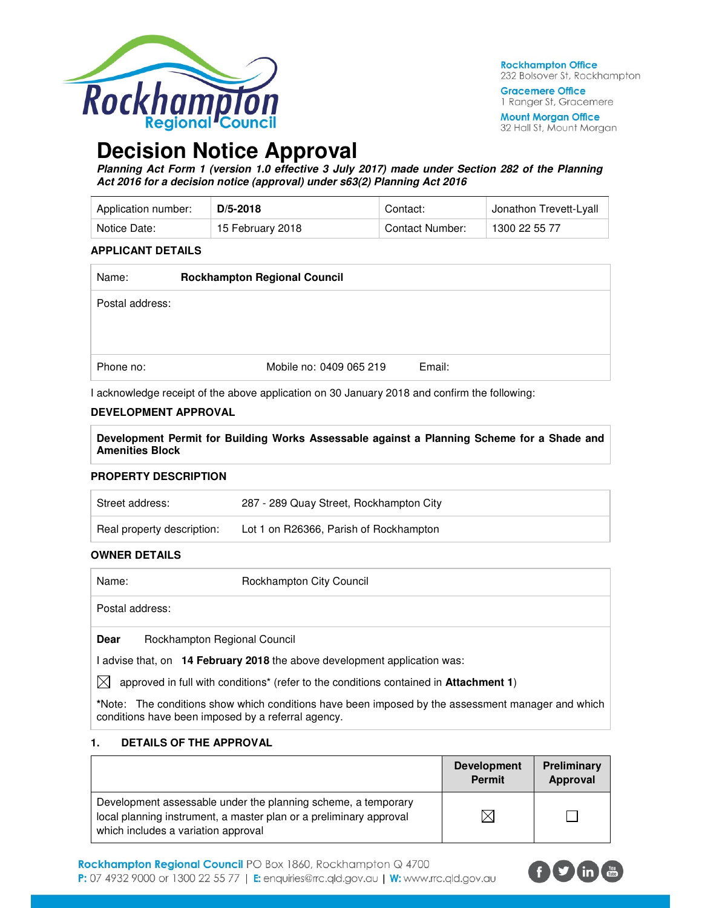Rockhampton Office
232 Bolsover St, Rockhampton

Gracemere Office
1 Ranger St, Gracemere

Mount Morgan Office
32 Hall St, Mount Morgan

# Decision Notice Approval

***Planning Act Form 1 (version 1.0 effective 3 July 2017) made under Section 282 of the Planning Act 2016 for a decision notice (approval) under s63(2) Planning Act 2016***

| Application number: | **D/5-2018** | Contact: | Jonathon Trevett-Lyall |
|---|---|---|---|
| Notice Date: | 15 February 2018 | Contact Number: | 1300 22 55 77 |

### APPLICANT DETAILS

| Name: | **Rockhampton Regional Council** | |
|---|---|---|
| Postal address: | | |
| Phone no: | Mobile no: 0409 065 219 | Email: |

I acknowledge receipt of the above application on 30 January 2018 and confirm the following:

### DEVELOPMENT APPROVAL

**Development Permit for Building Works Assessable against a Planning Scheme for a Shade and Amenities Block**

### PROPERTY DESCRIPTION

| Street address: | 287 - 289 Quay Street, Rockhampton City |
|---|---|
| Real property description: | Lot 1 on R26366, Parish of Rockhampton |

### OWNER DETAILS

| Name: | Rockhampton City Council |
|---|---|
| Postal address: | |

**Dear** Rockhampton Regional Council

I advise that, on **14 February 2018** the above development application was:

☒ approved in full with conditions* (refer to the conditions contained in **Attachment 1**)

*Note: The conditions show which conditions have been imposed by the assessment manager and which conditions have been imposed by a referral agency.

### 1. DETAILS OF THE APPROVAL

| | Development Permit | Preliminary Approval |
|---|---|---|
| Development assessable under the planning scheme, a temporary local planning instrument, a master plan or a preliminary approval which includes a variation approval | ☒ | ☐ |

**Rockhampton Regional Council** PO Box 1860, Rockhampton Q 4700
**P:** 07 4932 9000 or 1300 22 55 77 | **E:** enquiries@rrc.qld.gov.au | **W:** www.rrc.qld.gov.au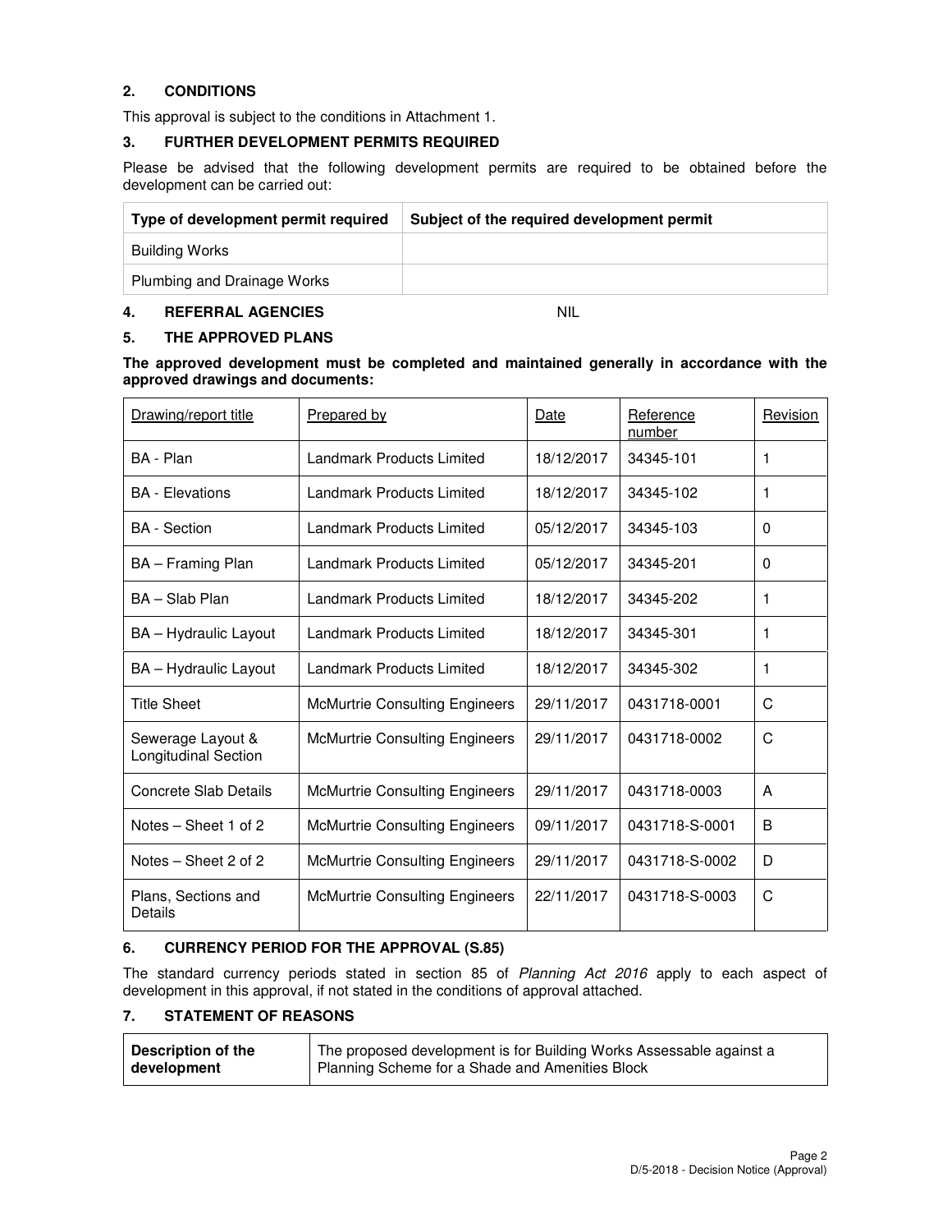## 2. CONDITIONS

This approval is subject to the conditions in Attachment 1.

## 3. FURTHER DEVELOPMENT PERMITS REQUIRED

Please be advised that the following development permits are required to be obtained before the development can be carried out:

| Type of development permit required | Subject of the required development permit |
|---|---|
| Building Works | |
| Plumbing and Drainage Works | |

## 4. REFERRAL AGENCIES

NIL

## 5. THE APPROVED PLANS

**The approved development must be completed and maintained generally in accordance with the approved drawings and documents:**

| Drawing/report title | Prepared by | Date | Reference number | Revision |
|---|---|---|---|---|
| BA - Plan | Landmark Products Limited | 18/12/2017 | 34345-101 | 1 |
| BA - Elevations | Landmark Products Limited | 18/12/2017 | 34345-102 | 1 |
| BA - Section | Landmark Products Limited | 05/12/2017 | 34345-103 | 0 |
| BA – Framing Plan | Landmark Products Limited | 05/12/2017 | 34345-201 | 0 |
| BA – Slab Plan | Landmark Products Limited | 18/12/2017 | 34345-202 | 1 |
| BA – Hydraulic Layout | Landmark Products Limited | 18/12/2017 | 34345-301 | 1 |
| BA – Hydraulic Layout | Landmark Products Limited | 18/12/2017 | 34345-302 | 1 |
| Title Sheet | McMurtrie Consulting Engineers | 29/11/2017 | 0431718-0001 | C |
| Sewerage Layout & Longitudinal Section | McMurtrie Consulting Engineers | 29/11/2017 | 0431718-0002 | C |
| Concrete Slab Details | McMurtrie Consulting Engineers | 29/11/2017 | 0431718-0003 | A |
| Notes – Sheet 1 of 2 | McMurtrie Consulting Engineers | 09/11/2017 | 0431718-S-0001 | B |
| Notes – Sheet 2 of 2 | McMurtrie Consulting Engineers | 29/11/2017 | 0431718-S-0002 | D |
| Plans, Sections and Details | McMurtrie Consulting Engineers | 22/11/2017 | 0431718-S-0003 | C |

## 6. CURRENCY PERIOD FOR THE APPROVAL (S.85)

The standard currency periods stated in section 85 of *Planning Act 2016* apply to each aspect of development in this approval, if not stated in the conditions of approval attached.

## 7. STATEMENT OF REASONS

| **Description of the development** | The proposed development is for Building Works Assessable against a Planning Scheme for a Shade and Amenities Block |
|---|---|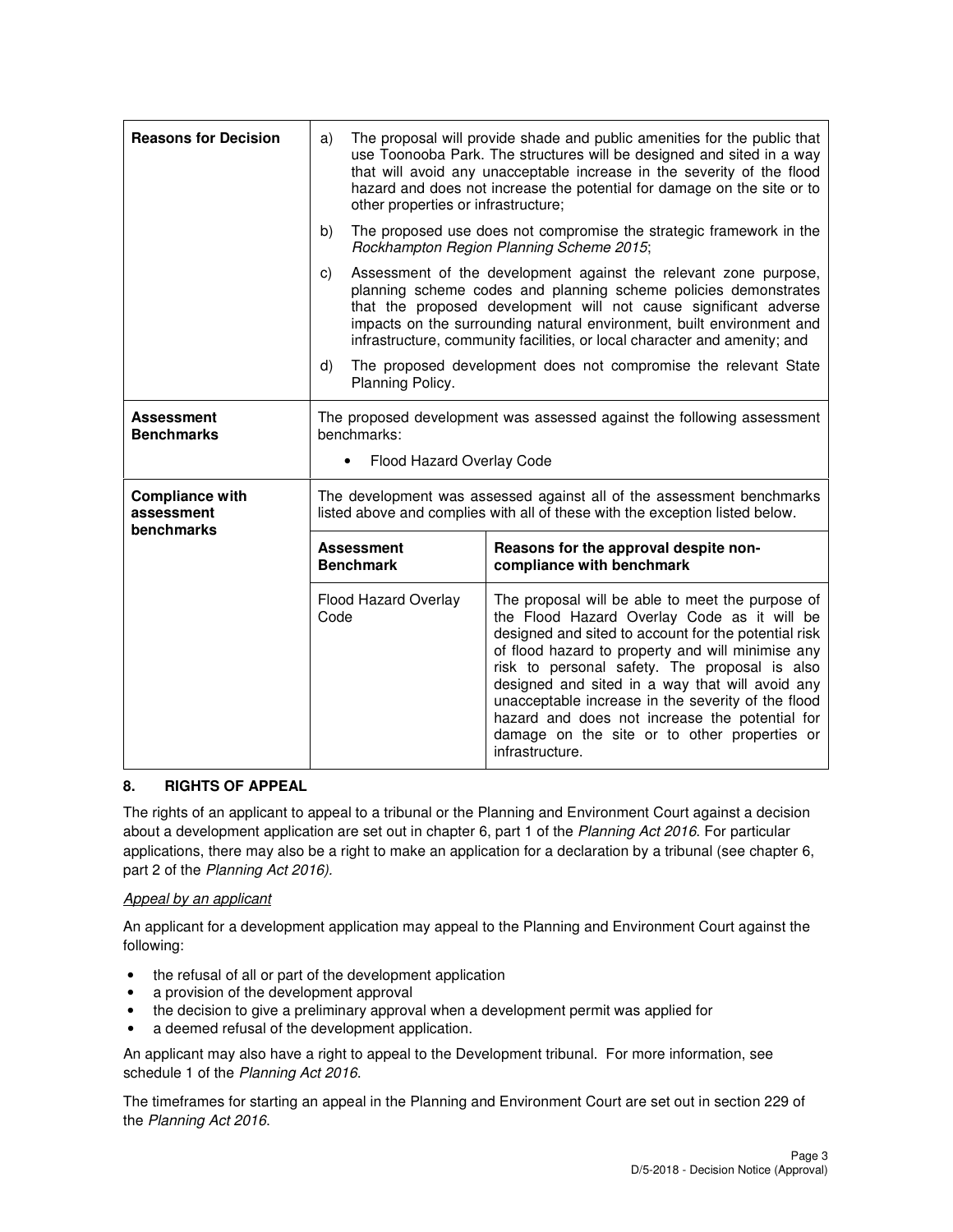| | | |
|---|---|---|
| **Reasons for Decision** | a) The proposal will provide shade and public amenities for the public that use Toonooba Park. The structures will be designed and sited in a way that will avoid any unacceptable increase in the severity of the flood hazard and does not increase the potential for damage on the site or to other properties or infrastructure;<br><br>b) The proposed use does not compromise the strategic framework in the *Rockhampton Region Planning Scheme 2015*;<br><br>c) Assessment of the development against the relevant zone purpose, planning scheme codes and planning scheme policies demonstrates that the proposed development will not cause significant adverse impacts on the surrounding natural environment, built environment and infrastructure, community facilities, or local character and amenity; and<br><br>d) The proposed development does not compromise the relevant State Planning Policy. | |
| **Assessment Benchmarks** | The proposed development was assessed against the following assessment benchmarks:<br><br>• Flood Hazard Overlay Code | |
| **Compliance with assessment benchmarks** | The development was assessed against all of the assessment benchmarks listed above and complies with all of these with the exception listed below. | |
| | **Assessment Benchmark** | **Reasons for the approval despite non-compliance with benchmark** |
| | Flood Hazard Overlay Code | The proposal will be able to meet the purpose of the Flood Hazard Overlay Code as it will be designed and sited to account for the potential risk of flood hazard to property and will minimise any risk to personal safety. The proposal is also designed and sited in a way that will avoid any unacceptable increase in the severity of the flood hazard and does not increase the potential for damage on the site or to other properties or infrastructure. |

## 8. RIGHTS OF APPEAL

The rights of an applicant to appeal to a tribunal or the Planning and Environment Court against a decision about a development application are set out in chapter 6, part 1 of the *Planning Act 2016*. For particular applications, there may also be a right to make an application for a declaration by a tribunal (see chapter 6, part 2 of the *Planning Act 2016)*.

*Appeal by an applicant*

An applicant for a development application may appeal to the Planning and Environment Court against the following:

- the refusal of all or part of the development application
- a provision of the development approval
- the decision to give a preliminary approval when a development permit was applied for
- a deemed refusal of the development application.

An applicant may also have a right to appeal to the Development tribunal. For more information, see schedule 1 of the *Planning Act 2016*.

The timeframes for starting an appeal in the Planning and Environment Court are set out in section 229 of the *Planning Act 2016*.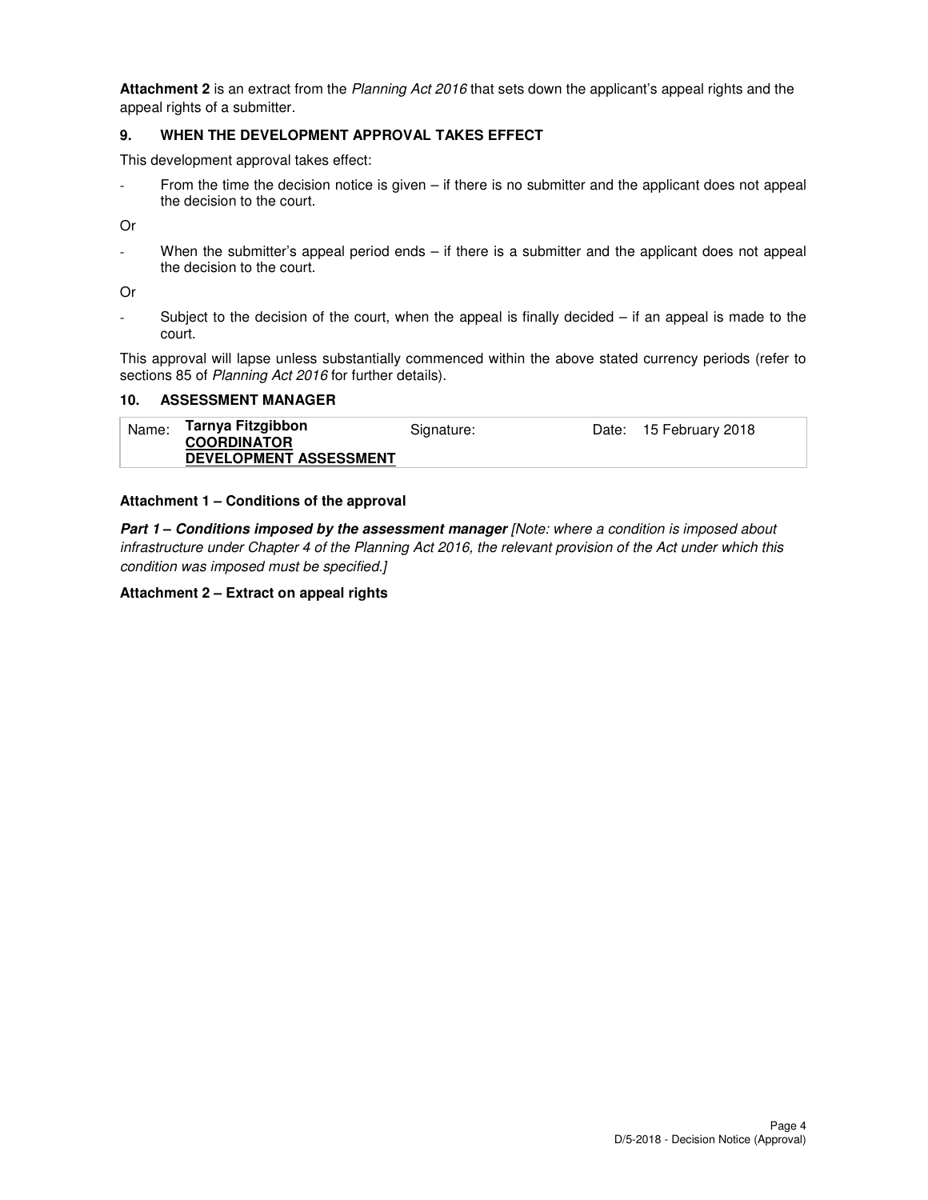**Attachment 2** is an extract from the *Planning Act 2016* that sets down the applicant's appeal rights and the appeal rights of a submitter.

### 9. WHEN THE DEVELOPMENT APPROVAL TAKES EFFECT

This development approval takes effect:

- From the time the decision notice is given – if there is no submitter and the applicant does not appeal the decision to the court.

Or

- When the submitter's appeal period ends – if there is a submitter and the applicant does not appeal the decision to the court.

Or

- Subject to the decision of the court, when the appeal is finally decided – if an appeal is made to the court.

This approval will lapse unless substantially commenced within the above stated currency periods (refer to sections 85 of *Planning Act 2016* for further details).

### 10. ASSESSMENT MANAGER

| Name: | **Tarnya Fitzgibbon** **COORDINATOR DEVELOPMENT ASSESSMENT** | Signature: | | Date: | 15 February 2018 |
|---|---|---|---|---|---|

**Attachment 1 – Conditions of the approval**

***Part 1 – Conditions imposed by the assessment manager*** *[Note: where a condition is imposed about infrastructure under Chapter 4 of the Planning Act 2016, the relevant provision of the Act under which this condition was imposed must be specified.]*

**Attachment 2 – Extract on appeal rights**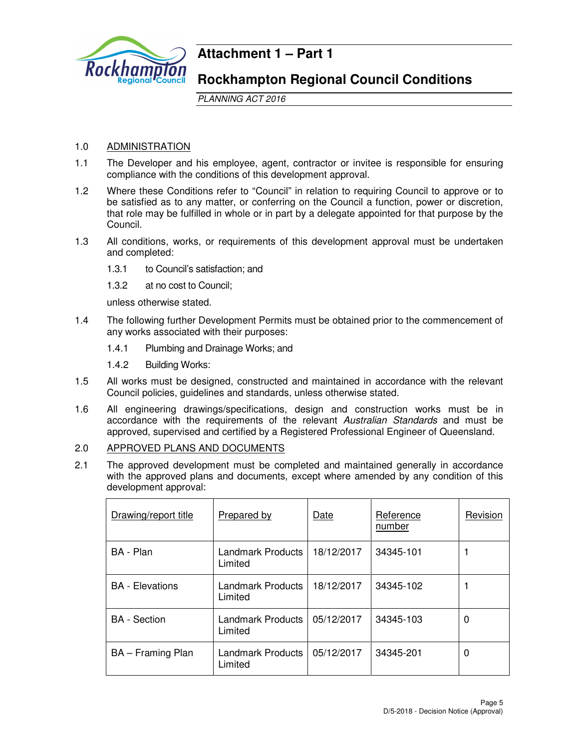# Attachment 1 – Part 1

## Rockhampton Regional Council Conditions

*PLANNING ACT 2016*

1.0 ADMINISTRATION

1.1 The Developer and his employee, agent, contractor or invitee is responsible for ensuring compliance with the conditions of this development approval.

1.2 Where these Conditions refer to "Council" in relation to requiring Council to approve or to be satisfied as to any matter, or conferring on the Council a function, power or discretion, that role may be fulfilled in whole or in part by a delegate appointed for that purpose by the Council.

1.3 All conditions, works, or requirements of this development approval must be undertaken and completed:

1.3.1 to Council's satisfaction; and

1.3.2 at no cost to Council;

unless otherwise stated.

1.4 The following further Development Permits must be obtained prior to the commencement of any works associated with their purposes:

1.4.1 Plumbing and Drainage Works; and

1.4.2 Building Works:

1.5 All works must be designed, constructed and maintained in accordance with the relevant Council policies, guidelines and standards, unless otherwise stated.

1.6 All engineering drawings/specifications, design and construction works must be in accordance with the requirements of the relevant *Australian Standards* and must be approved, supervised and certified by a Registered Professional Engineer of Queensland.

2.0 APPROVED PLANS AND DOCUMENTS

2.1 The approved development must be completed and maintained generally in accordance with the approved plans and documents, except where amended by any condition of this development approval:

| Drawing/report title | Prepared by | Date | Reference number | Revision |
|---|---|---|---|---|
| BA - Plan | Landmark Products Limited | 18/12/2017 | 34345-101 | 1 |
| BA - Elevations | Landmark Products Limited | 18/12/2017 | 34345-102 | 1 |
| BA - Section | Landmark Products Limited | 05/12/2017 | 34345-103 | 0 |
| BA – Framing Plan | Landmark Products Limited | 05/12/2017 | 34345-201 | 0 |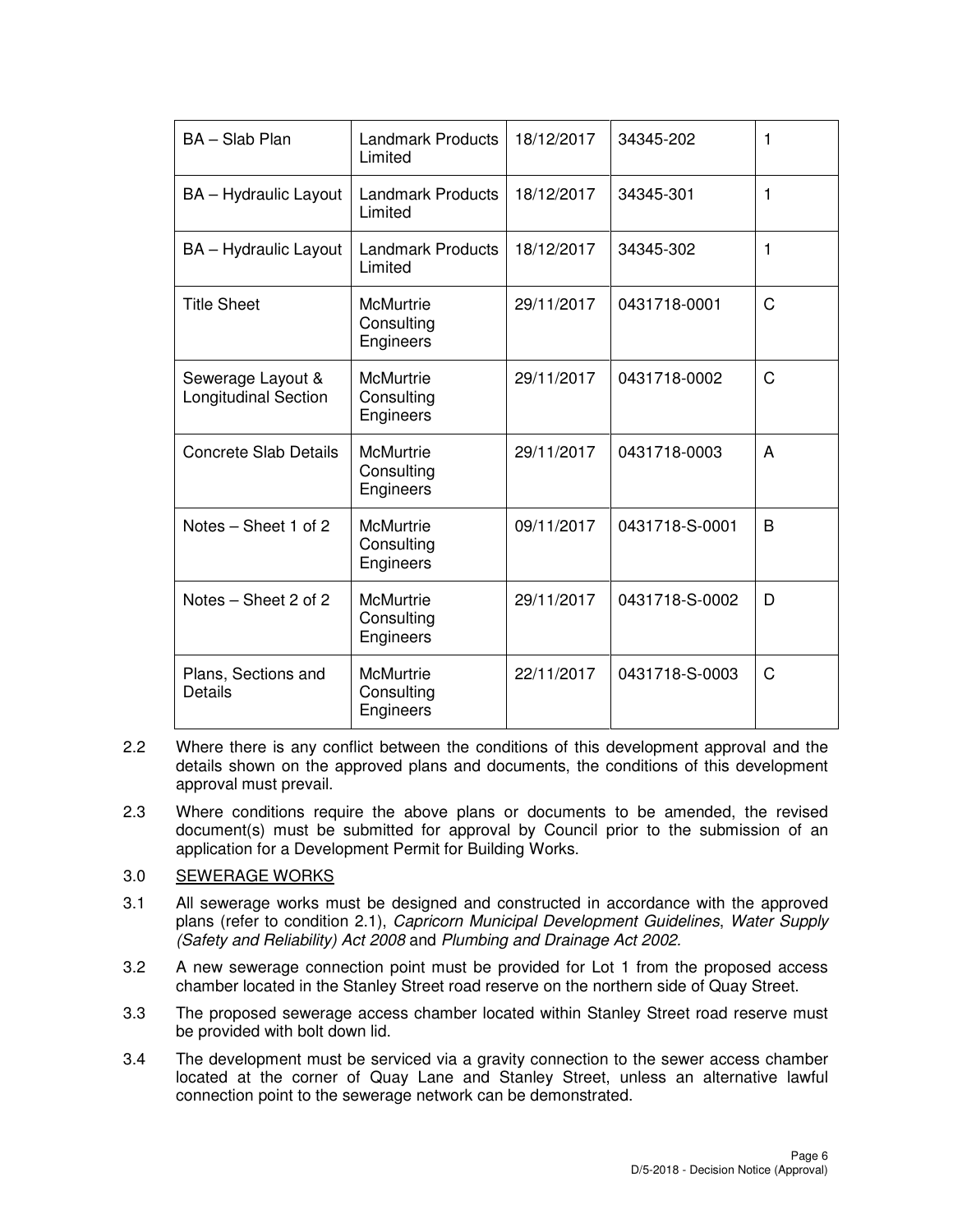| BA – Slab Plan | Landmark Products Limited | 18/12/2017 | 34345-202 | 1 |
|---|---|---|---|---|
| BA – Hydraulic Layout | Landmark Products Limited | 18/12/2017 | 34345-301 | 1 |
| BA – Hydraulic Layout | Landmark Products Limited | 18/12/2017 | 34345-302 | 1 |
| Title Sheet | McMurtrie Consulting Engineers | 29/11/2017 | 0431718-0001 | C |
| Sewerage Layout & Longitudinal Section | McMurtrie Consulting Engineers | 29/11/2017 | 0431718-0002 | C |
| Concrete Slab Details | McMurtrie Consulting Engineers | 29/11/2017 | 0431718-0003 | A |
| Notes – Sheet 1 of 2 | McMurtrie Consulting Engineers | 09/11/2017 | 0431718-S-0001 | B |
| Notes – Sheet 2 of 2 | McMurtrie Consulting Engineers | 29/11/2017 | 0431718-S-0002 | D |
| Plans, Sections and Details | McMurtrie Consulting Engineers | 22/11/2017 | 0431718-S-0003 | C |

2.2 Where there is any conflict between the conditions of this development approval and the details shown on the approved plans and documents, the conditions of this development approval must prevail.

2.3 Where conditions require the above plans or documents to be amended, the revised document(s) must be submitted for approval by Council prior to the submission of an application for a Development Permit for Building Works.

3.0 SEWERAGE WORKS

3.1 All sewerage works must be designed and constructed in accordance with the approved plans (refer to condition 2.1), *Capricorn Municipal Development Guidelines*, *Water Supply (Safety and Reliability) Act 2008* and *Plumbing and Drainage Act 2002*.

3.2 A new sewerage connection point must be provided for Lot 1 from the proposed access chamber located in the Stanley Street road reserve on the northern side of Quay Street.

3.3 The proposed sewerage access chamber located within Stanley Street road reserve must be provided with bolt down lid.

3.4 The development must be serviced via a gravity connection to the sewer access chamber located at the corner of Quay Lane and Stanley Street, unless an alternative lawful connection point to the sewerage network can be demonstrated.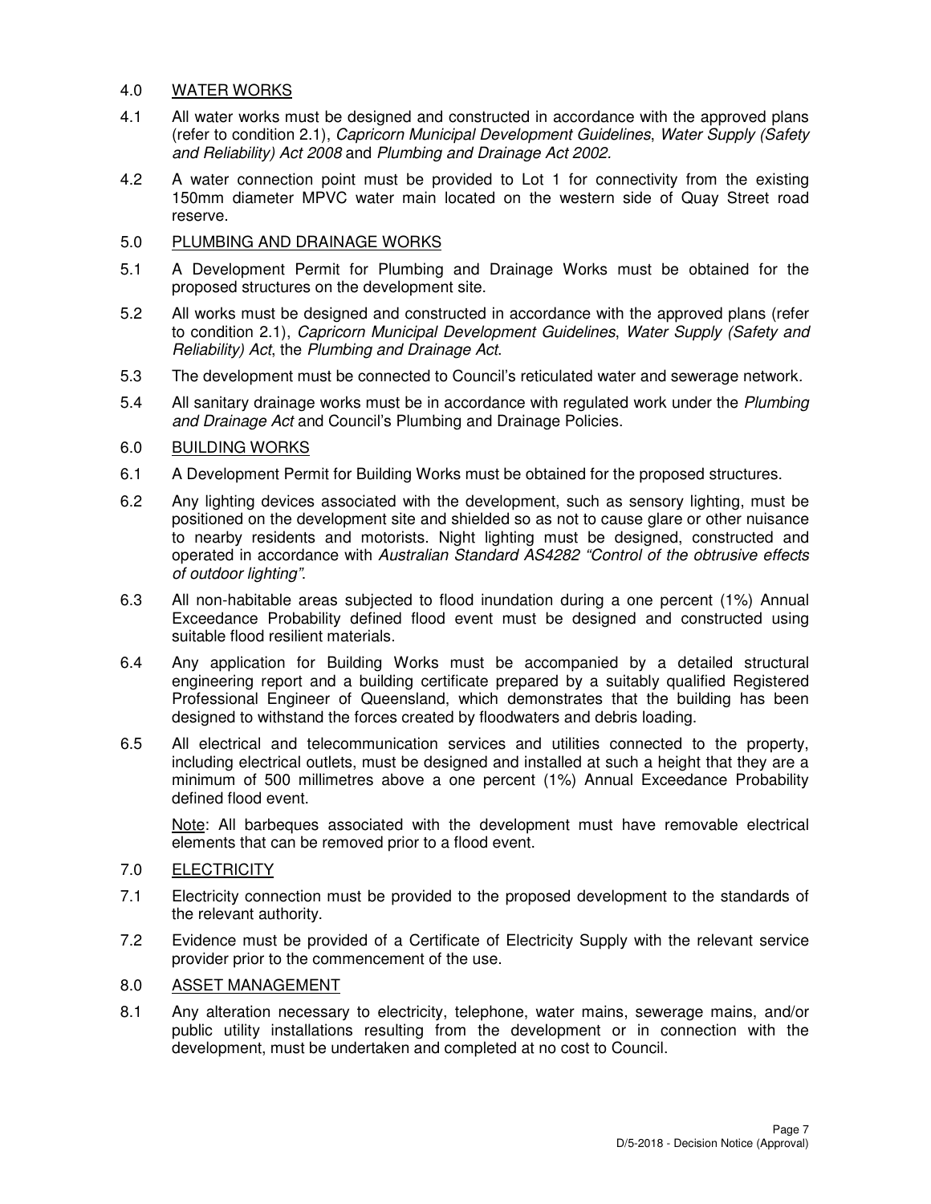## 4.0 WATER WORKS

4.1 All water works must be designed and constructed in accordance with the approved plans (refer to condition 2.1), *Capricorn Municipal Development Guidelines*, *Water Supply (Safety and Reliability) Act 2008* and *Plumbing and Drainage Act 2002.*

4.2 A water connection point must be provided to Lot 1 for connectivity from the existing 150mm diameter MPVC water main located on the western side of Quay Street road reserve.

## 5.0 PLUMBING AND DRAINAGE WORKS

5.1 A Development Permit for Plumbing and Drainage Works must be obtained for the proposed structures on the development site.

5.2 All works must be designed and constructed in accordance with the approved plans (refer to condition 2.1), *Capricorn Municipal Development Guidelines*, *Water Supply (Safety and Reliability) Act*, the *Plumbing and Drainage Act.*

5.3 The development must be connected to Council's reticulated water and sewerage network.

5.4 All sanitary drainage works must be in accordance with regulated work under the *Plumbing and Drainage Act* and Council's Plumbing and Drainage Policies.

## 6.0 BUILDING WORKS

6.1 A Development Permit for Building Works must be obtained for the proposed structures.

6.2 Any lighting devices associated with the development, such as sensory lighting, must be positioned on the development site and shielded so as not to cause glare or other nuisance to nearby residents and motorists. Night lighting must be designed, constructed and operated in accordance with *Australian Standard AS4282 "Control of the obtrusive effects of outdoor lighting"*.

6.3 All non-habitable areas subjected to flood inundation during a one percent (1%) Annual Exceedance Probability defined flood event must be designed and constructed using suitable flood resilient materials.

6.4 Any application for Building Works must be accompanied by a detailed structural engineering report and a building certificate prepared by a suitably qualified Registered Professional Engineer of Queensland, which demonstrates that the building has been designed to withstand the forces created by floodwaters and debris loading.

6.5 All electrical and telecommunication services and utilities connected to the property, including electrical outlets, must be designed and installed at such a height that they are a minimum of 500 millimetres above a one percent (1%) Annual Exceedance Probability defined flood event.

<u>Note</u>: All barbeques associated with the development must have removable electrical elements that can be removed prior to a flood event.

## 7.0 ELECTRICITY

7.1 Electricity connection must be provided to the proposed development to the standards of the relevant authority.

7.2 Evidence must be provided of a Certificate of Electricity Supply with the relevant service provider prior to the commencement of the use.

## 8.0 ASSET MANAGEMENT

8.1 Any alteration necessary to electricity, telephone, water mains, sewerage mains, and/or public utility installations resulting from the development or in connection with the development, must be undertaken and completed at no cost to Council.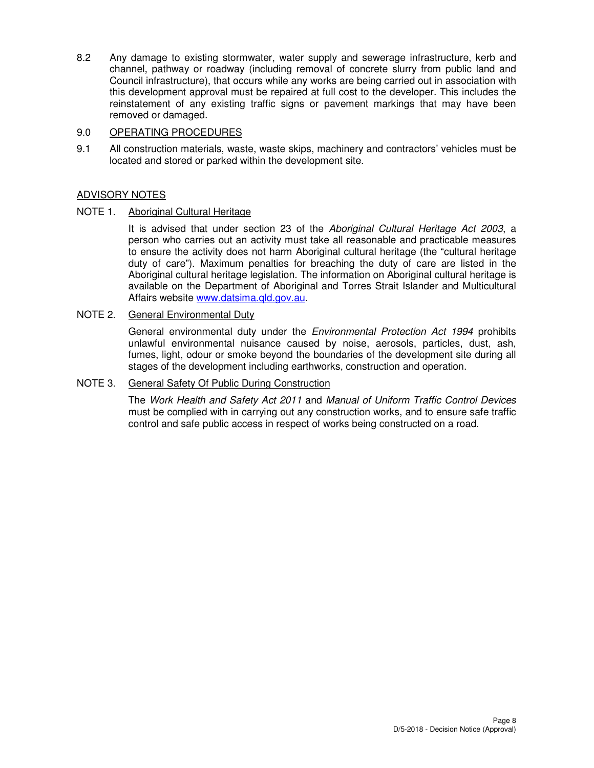8.2 Any damage to existing stormwater, water supply and sewerage infrastructure, kerb and channel, pathway or roadway (including removal of concrete slurry from public land and Council infrastructure), that occurs while any works are being carried out in association with this development approval must be repaired at full cost to the developer. This includes the reinstatement of any existing traffic signs or pavement markings that may have been removed or damaged.

9.0 OPERATING PROCEDURES

9.1 All construction materials, waste, waste skips, machinery and contractors' vehicles must be located and stored or parked within the development site.

ADVISORY NOTES

NOTE 1. Aboriginal Cultural Heritage

It is advised that under section 23 of the *Aboriginal Cultural Heritage Act 2003*, a person who carries out an activity must take all reasonable and practicable measures to ensure the activity does not harm Aboriginal cultural heritage (the "cultural heritage duty of care"). Maximum penalties for breaching the duty of care are listed in the Aboriginal cultural heritage legislation. The information on Aboriginal cultural heritage is available on the Department of Aboriginal and Torres Strait Islander and Multicultural Affairs website www.datsima.qld.gov.au.

NOTE 2. General Environmental Duty

General environmental duty under the *Environmental Protection Act 1994* prohibits unlawful environmental nuisance caused by noise, aerosols, particles, dust, ash, fumes, light, odour or smoke beyond the boundaries of the development site during all stages of the development including earthworks, construction and operation.

NOTE 3. General Safety Of Public During Construction

The *Work Health and Safety Act 2011* and *Manual of Uniform Traffic Control Devices* must be complied with in carrying out any construction works, and to ensure safe traffic control and safe public access in respect of works being constructed on a road.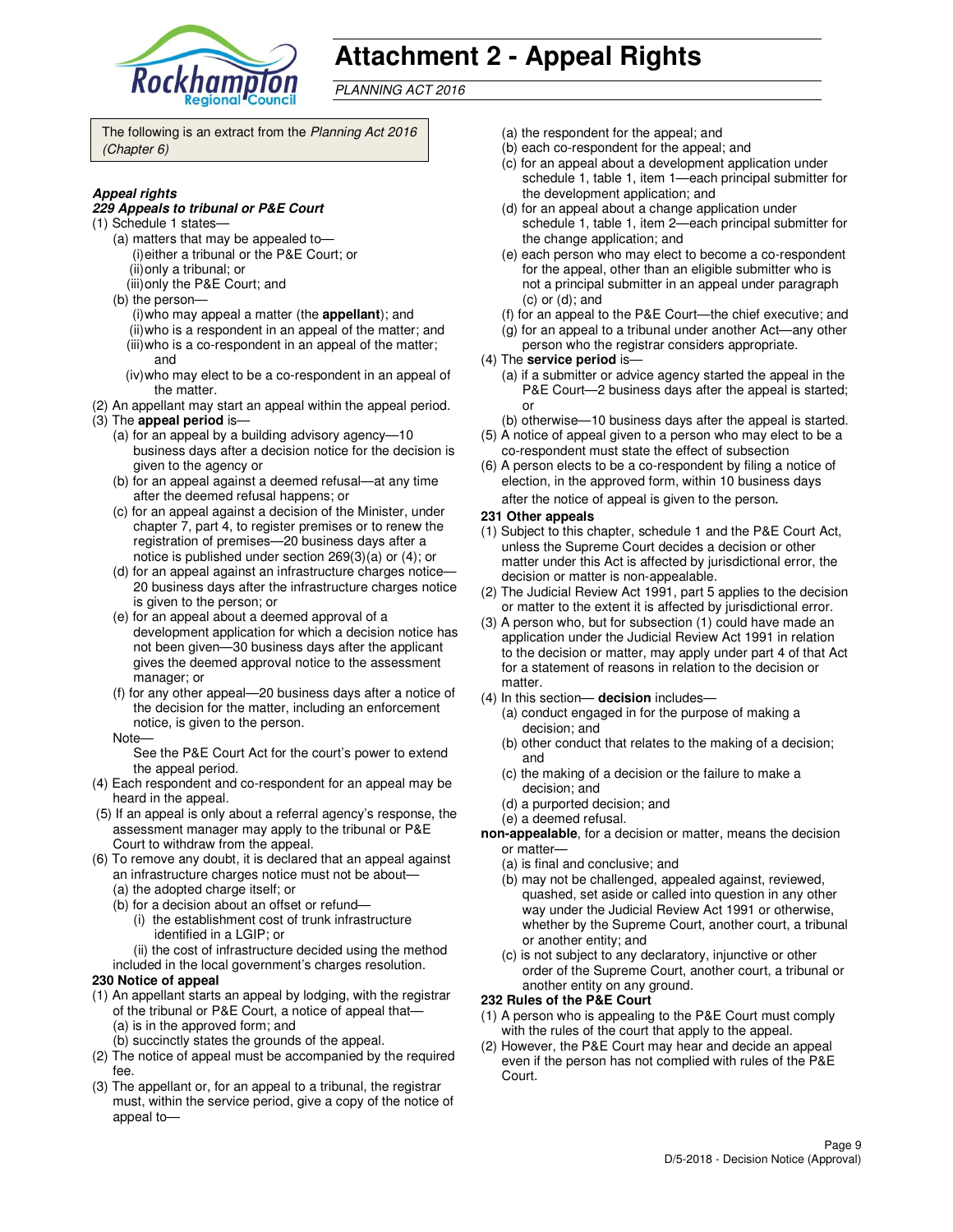# Attachment 2 - Appeal Rights

*PLANNING ACT 2016*

The following is an extract from the *Planning Act 2016 (Chapter 6)*

***Appeal rights***

***229 Appeals to tribunal or P&E Court***

(1) Schedule 1 states—

- (a) matters that may be appealed to—
  - (i) either a tribunal or the P&E Court; or
  - (ii) only a tribunal; or
  - (iii) only the P&E Court; and
- (b) the person—
  - (i) who may appeal a matter (the **appellant**); and
  - (ii) who is a respondent in an appeal of the matter; and
  - (iii) who is a co-respondent in an appeal of the matter; and
  - (iv) who may elect to be a co-respondent in an appeal of the matter.

(2) An appellant may start an appeal within the appeal period.

(3) The **appeal period** is—

- (a) for an appeal by a building advisory agency—10 business days after a decision notice for the decision is given to the agency or
- (b) for an appeal against a deemed refusal—at any time after the deemed refusal happens; or
- (c) for an appeal against a decision of the Minister, under chapter 7, part 4, to register premises or to renew the registration of premises—20 business days after a notice is published under section 269(3)(a) or (4); or
- (d) for an appeal against an infrastructure charges notice—20 business days after the infrastructure charges notice is given to the person; or
- (e) for an appeal about a deemed approval of a development application for which a decision notice has not been given—30 business days after the applicant gives the deemed approval notice to the assessment manager; or
- (f) for any other appeal—20 business days after a notice of the decision for the matter, including an enforcement notice, is given to the person.

Note—

See the P&E Court Act for the court's power to extend the appeal period.

(4) Each respondent and co-respondent for an appeal may be heard in the appeal.

(5) If an appeal is only about a referral agency's response, the assessment manager may apply to the tribunal or P&E Court to withdraw from the appeal.

(6) To remove any doubt, it is declared that an appeal against an infrastructure charges notice must not be about—

- (a) the adopted charge itself; or
- (b) for a decision about an offset or refund—
  - (i) the establishment cost of trunk infrastructure identified in a LGIP; or
  - (ii) the cost of infrastructure decided using the method

included in the local government's charges resolution.

**230 Notice of appeal**

(1) An appellant starts an appeal by lodging, with the registrar of the tribunal or P&E Court, a notice of appeal that—

- (a) is in the approved form; and
- (b) succinctly states the grounds of the appeal.

(2) The notice of appeal must be accompanied by the required fee.

(3) The appellant or, for an appeal to a tribunal, the registrar must, within the service period, give a copy of the notice of appeal to—

- (a) the respondent for the appeal; and
- (b) each co-respondent for the appeal; and
- (c) for an appeal about a development application under schedule 1, table 1, item 1—each principal submitter for the development application; and
- (d) for an appeal about a change application under schedule 1, table 1, item 2—each principal submitter for the change application; and
- (e) each person who may elect to become a co-respondent for the appeal, other than an eligible submitter who is not a principal submitter in an appeal under paragraph (c) or (d); and
- (f) for an appeal to the P&E Court—the chief executive; and
- (g) for an appeal to a tribunal under another Act—any other person who the registrar considers appropriate.

(4) The **service period** is—

- (a) if a submitter or advice agency started the appeal in the P&E Court—2 business days after the appeal is started; or
- (b) otherwise—10 business days after the appeal is started.

(5) A notice of appeal given to a person who may elect to be a co-respondent must state the effect of subsection

(6) A person elects to be a co-respondent by filing a notice of election, in the approved form, within 10 business days after the notice of appeal is given to the person.

**231 Other appeals**

(1) Subject to this chapter, schedule 1 and the P&E Court Act, unless the Supreme Court decides a decision or other matter under this Act is affected by jurisdictional error, the decision or matter is non-appealable.

(2) The Judicial Review Act 1991, part 5 applies to the decision or matter to the extent it is affected by jurisdictional error.

(3) A person who, but for subsection (1) could have made an application under the Judicial Review Act 1991 in relation to the decision or matter, may apply under part 4 of that Act for a statement of reasons in relation to the decision or matter.

(4) In this section— **decision** includes—

- (a) conduct engaged in for the purpose of making a decision; and
- (b) other conduct that relates to the making of a decision; and
- (c) the making of a decision or the failure to make a decision; and
- (d) a purported decision; and
- (e) a deemed refusal.

**non-appealable**, for a decision or matter, means the decision or matter—

- (a) is final and conclusive; and
- (b) may not be challenged, appealed against, reviewed, quashed, set aside or called into question in any other way under the Judicial Review Act 1991 or otherwise, whether by the Supreme Court, another court, a tribunal or another entity; and
- (c) is not subject to any declaratory, injunctive or other order of the Supreme Court, another court, a tribunal or another entity on any ground.

**232 Rules of the P&E Court**

(1) A person who is appealing to the P&E Court must comply with the rules of the court that apply to the appeal.

(2) However, the P&E Court may hear and decide an appeal even if the person has not complied with rules of the P&E Court.

D/5-2018 - Decision Notice (Approval)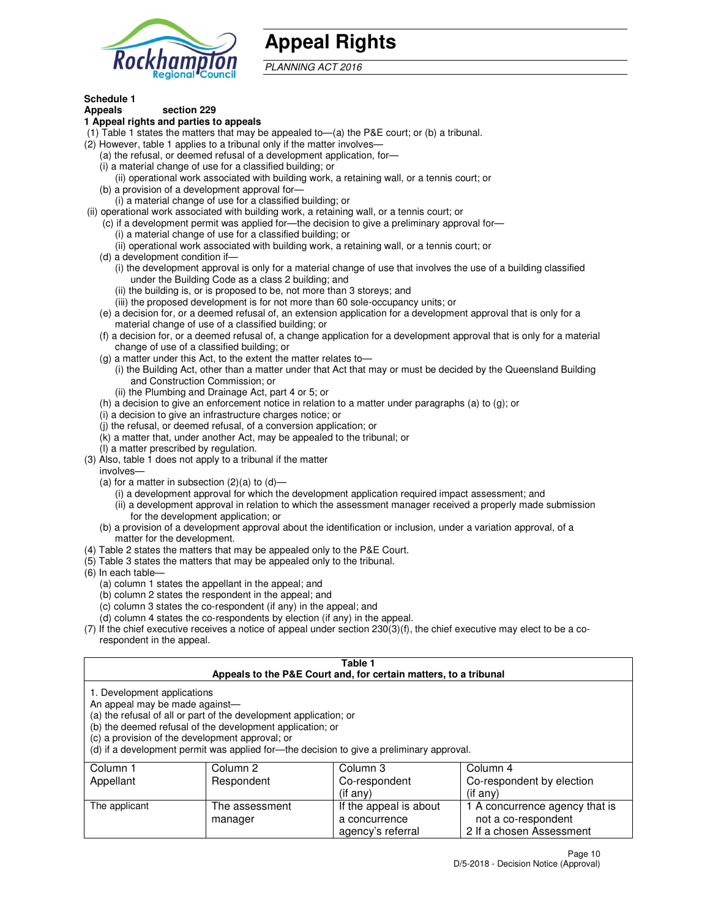# Appeal Rights

*PLANNING ACT 2016*

**Schedule 1**
**Appeals section 229**
**1 Appeal rights and parties to appeals**

(1) Table 1 states the matters that may be appealed to—(a) the P&E court; or (b) a tribunal.

(2) However, table 1 applies to a tribunal only if the matter involves—

(a) the refusal, or deemed refusal of a development application, for—

(i) a material change of use for a classified building; or

(ii) operational work associated with building work, a retaining wall, or a tennis court; or

(b) a provision of a development approval for—

(i) a material change of use for a classified building; or

(ii) operational work associated with building work, a retaining wall, or a tennis court; or

(c) if a development permit was applied for—the decision to give a preliminary approval for—

(i) a material change of use for a classified building; or

(ii) operational work associated with building work, a retaining wall, or a tennis court; or

(d) a development condition if—

(i) the development approval is only for a material change of use that involves the use of a building classified under the Building Code as a class 2 building; and

(ii) the building is, or is proposed to be, not more than 3 storeys; and

(iii) the proposed development is for not more than 60 sole-occupancy units; or

(e) a decision for, or a deemed refusal of, an extension application for a development approval that is only for a material change of use of a classified building; or

(f) a decision for, or a deemed refusal of, a change application for a development approval that is only for a material change of use of a classified building; or

(g) a matter under this Act, to the extent the matter relates to—

(i) the Building Act, other than a matter under that Act that may or must be decided by the Queensland Building and Construction Commission; or

(ii) the Plumbing and Drainage Act, part 4 or 5; or

(h) a decision to give an enforcement notice in relation to a matter under paragraphs (a) to (g); or

(i) a decision to give an infrastructure charges notice; or

(j) the refusal, or deemed refusal, of a conversion application; or

(k) a matter that, under another Act, may be appealed to the tribunal; or

(l) a matter prescribed by regulation.

(3) Also, table 1 does not apply to a tribunal if the matter involves—

(a) for a matter in subsection (2)(a) to (d)—

(i) a development approval for which the development application required impact assessment; and

(ii) a development approval in relation to which the assessment manager received a properly made submission for the development application; or

(b) a provision of a development approval about the identification or inclusion, under a variation approval, of a matter for the development.

(4) Table 2 states the matters that may be appealed only to the P&E Court.

(5) Table 3 states the matters that may be appealed only to the tribunal.

(6) In each table—

(a) column 1 states the appellant in the appeal; and

(b) column 2 states the respondent in the appeal; and

(c) column 3 states the co-respondent (if any) in the appeal; and

(d) column 4 states the co-respondents by election (if any) in the appeal.

(7) If the chief executive receives a notice of appeal under section 230(3)(f), the chief executive may elect to be a co-respondent in the appeal.

**Table 1**
**Appeals to the P&E Court and, for certain matters, to a tribunal**

1. Development applications

An appeal may be made against—

(a) the refusal of all or part of the development application; or

(b) the deemed refusal of the development application; or

(c) a provision of the development approval; or

(d) if a development permit was applied for—the decision to give a preliminary approval.

| Column 1<br>Appellant | Column 2<br>Respondent | Column 3<br>Co-respondent<br>(if any) | Column 4<br>Co-respondent by election<br>(if any) |
|---|---|---|---|
| The applicant | The assessment manager | If the appeal is about a concurrence agency's referral | 1 A concurrence agency that is not a co-respondent<br>2 If a chosen Assessment |

D/5-2018 - Decision Notice (Approval)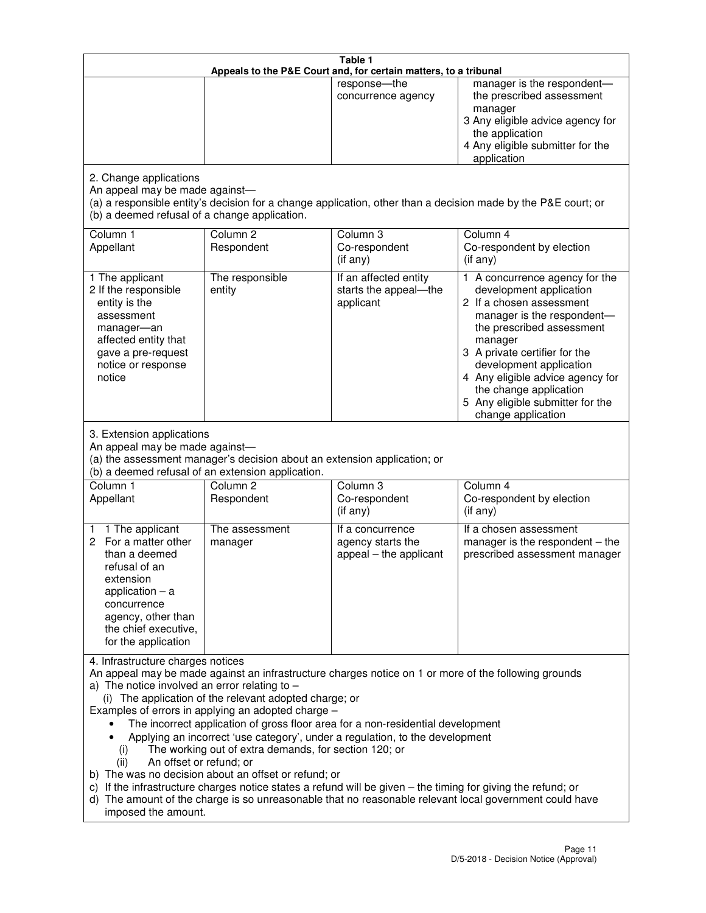**Table 1**
**Appeals to the P&E Court and, for certain matters, to a tribunal**

| | | | |
|---|---|---|---|
| | | response—the concurrence agency | manager is the respondent—the prescribed assessment manager<br>3 Any eligible advice agency for the application<br>4 Any eligible submitter for the application |

2. Change applications
An appeal may be made against—
(a) a responsible entity's decision for a change application, other than a decision made by the P&E court; or
(b) a deemed refusal of a change application.

| Column 1<br>Appellant | Column 2<br>Respondent | Column 3<br>Co-respondent<br>(if any) | Column 4<br>Co-respondent by election<br>(if any) |
|---|---|---|---|
| 1 The applicant<br>2 If the responsible entity is the assessment manager—an affected entity that gave a pre-request notice or response notice | The responsible entity | If an affected entity starts the appeal—the applicant | 1 A concurrence agency for the development application<br>2 If a chosen assessment manager is the respondent—the prescribed assessment manager<br>3 A private certifier for the development application<br>4 Any eligible advice agency for the change application<br>5 Any eligible submitter for the change application |

3. Extension applications
An appeal may be made against—
(a) the assessment manager's decision about an extension application; or
(b) a deemed refusal of an extension application.

| Column 1<br>Appellant | Column 2<br>Respondent | Column 3<br>Co-respondent<br>(if any) | Column 4<br>Co-respondent by election<br>(if any) |
|---|---|---|---|
| 1 1 The applicant<br>2 For a matter other than a deemed refusal of an extension application – a concurrence agency, other than the chief executive, for the application | The assessment manager | If a concurrence agency starts the appeal – the applicant | If a chosen assessment manager is the respondent – the prescribed assessment manager |

4. Infrastructure charges notices
An appeal may be made against an infrastructure charges notice on 1 or more of the following grounds
a) The notice involved an error relating to –
 (i) The application of the relevant adopted charge; or
Examples of errors in applying an adopted charge –
- The incorrect application of gross floor area for a non-residential development
- Applying an incorrect 'use category', under a regulation, to the development

 (i) The working out of extra demands, for section 120; or
 (ii) An offset or refund; or

b) The was no decision about an offset or refund; or
c) If the infrastructure charges notice states a refund will be given – the timing for giving the refund; or
d) The amount of the charge is so unreasonable that no reasonable relevant local government could have imposed the amount.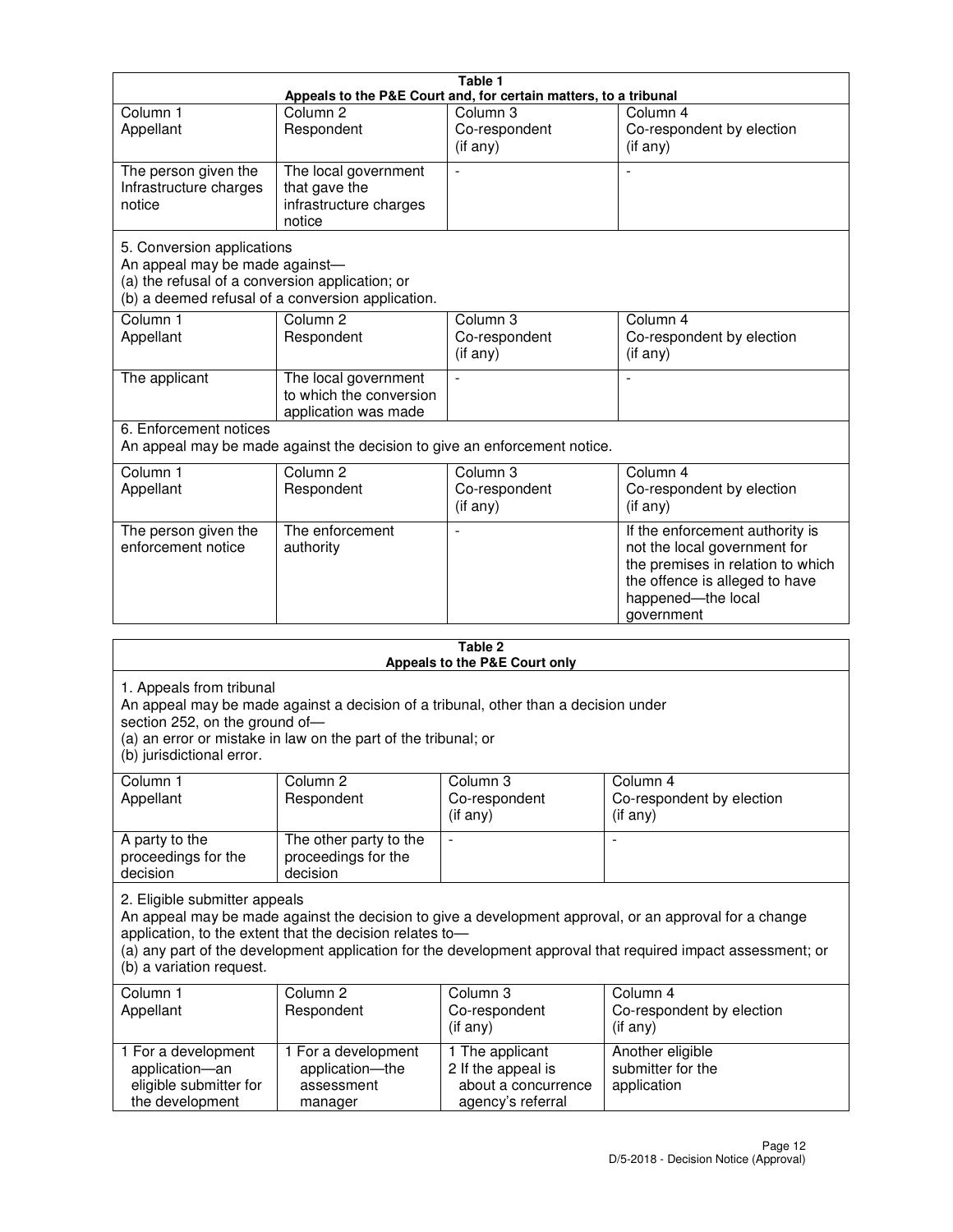**Table 1**
**Appeals to the P&E Court and, for certain matters, to a tribunal**

| Column 1<br>Appellant | Column 2<br>Respondent | Column 3<br>Co-respondent<br>(if any) | Column 4<br>Co-respondent by election<br>(if any) |
|---|---|---|---|
| The person given the Infrastructure charges notice | The local government that gave the infrastructure charges notice | - | - |

5. Conversion applications
An appeal may be made against—
(a) the refusal of a conversion application; or
(b) a deemed refusal of a conversion application.

| Column 1<br>Appellant | Column 2<br>Respondent | Column 3<br>Co-respondent<br>(if any) | Column 4<br>Co-respondent by election<br>(if any) |
|---|---|---|---|
| The applicant | The local government to which the conversion application was made | - | - |

6. Enforcement notices
An appeal may be made against the decision to give an enforcement notice.

| Column 1<br>Appellant | Column 2<br>Respondent | Column 3<br>Co-respondent<br>(if any) | Column 4<br>Co-respondent by election<br>(if any) |
|---|---|---|---|
| The person given the enforcement notice | The enforcement authority | - | If the enforcement authority is not the local government for the premises in relation to which the offence is alleged to have happened—the local government |

**Table 2**
**Appeals to the P&E Court only**

1. Appeals from tribunal
An appeal may be made against a decision of a tribunal, other than a decision under section 252, on the ground of—
(a) an error or mistake in law on the part of the tribunal; or
(b) jurisdictional error.

| Column 1<br>Appellant | Column 2<br>Respondent | Column 3<br>Co-respondent<br>(if any) | Column 4<br>Co-respondent by election<br>(if any) |
|---|---|---|---|
| A party to the proceedings for the decision | The other party to the proceedings for the decision | - | - |

2. Eligible submitter appeals
An appeal may be made against the decision to give a development approval, or an approval for a change application, to the extent that the decision relates to—
(a) any part of the development application for the development approval that required impact assessment; or
(b) a variation request.

| Column 1<br>Appellant | Column 2<br>Respondent | Column 3<br>Co-respondent<br>(if any) | Column 4<br>Co-respondent by election<br>(if any) |
|---|---|---|---|
| 1 For a development application—an eligible submitter for the development | 1 For a development application—the assessment manager | 1 The applicant<br>2 If the appeal is about a concurrence agency's referral | Another eligible submitter for the application |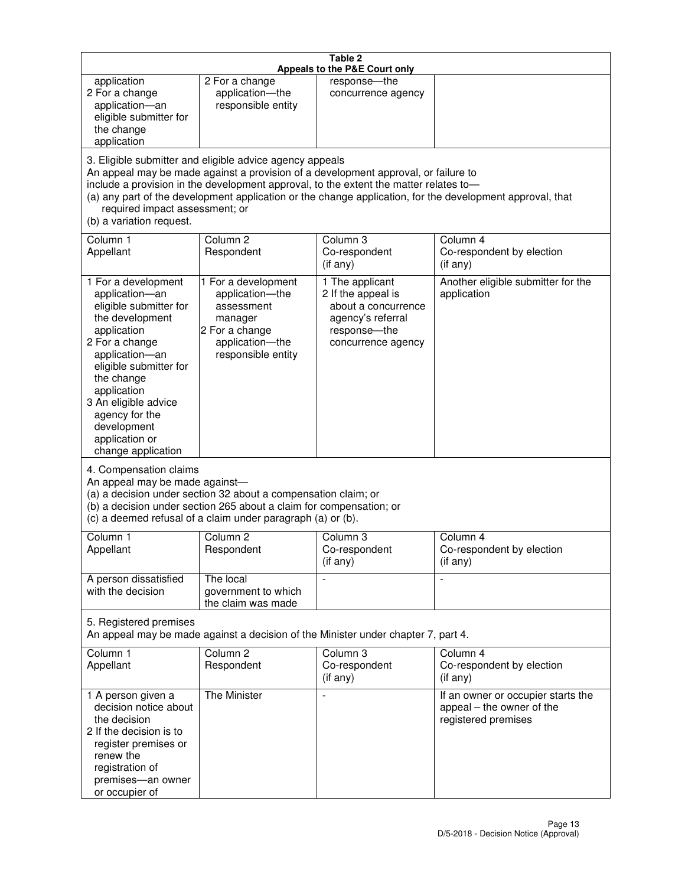| Table 2<br>Appeals to the P&E Court only | | | |
|---|---|---|---|
| application<br>2 For a change application—an eligible submitter for the change application | 2 For a change application—the responsible entity | response—the concurrence agency | |

3. Eligible submitter and eligible advice agency appeals

An appeal may be made against a provision of a development approval, or failure to include a provision in the development approval, to the extent the matter relates to—
(a) any part of the development application or the change application, for the development approval, that required impact assessment; or
(b) a variation request.

| Column 1<br>Appellant | Column 2<br>Respondent | Column 3<br>Co-respondent<br>(if any) | Column 4<br>Co-respondent by election<br>(if any) |
|---|---|---|---|
| 1 For a development application—an eligible submitter for the development application<br>2 For a change application—an eligible submitter for the change application<br>3 An eligible advice agency for the development application or change application | 1 For a development application—the assessment manager<br>2 For a change application—the responsible entity | 1 The applicant<br>2 If the appeal is about a concurrence agency's referral response—the concurrence agency | Another eligible submitter for the application |

4. Compensation claims

An appeal may be made against—
(a) a decision under section 32 about a compensation claim; or
(b) a decision under section 265 about a claim for compensation; or
(c) a deemed refusal of a claim under paragraph (a) or (b).

| Column 1<br>Appellant | Column 2<br>Respondent | Column 3<br>Co-respondent<br>(if any) | Column 4<br>Co-respondent by election<br>(if any) |
|---|---|---|---|
| A person dissatisfied with the decision | The local government to which the claim was made | - | - |

5. Registered premises

An appeal may be made against a decision of the Minister under chapter 7, part 4.

| Column 1<br>Appellant | Column 2<br>Respondent | Column 3<br>Co-respondent<br>(if any) | Column 4<br>Co-respondent by election<br>(if any) |
|---|---|---|---|
| 1 A person given a decision notice about the decision<br>2 If the decision is to register premises or renew the registration of premises—an owner or occupier of | The Minister | - | If an owner or occupier starts the appeal – the owner of the registered premises |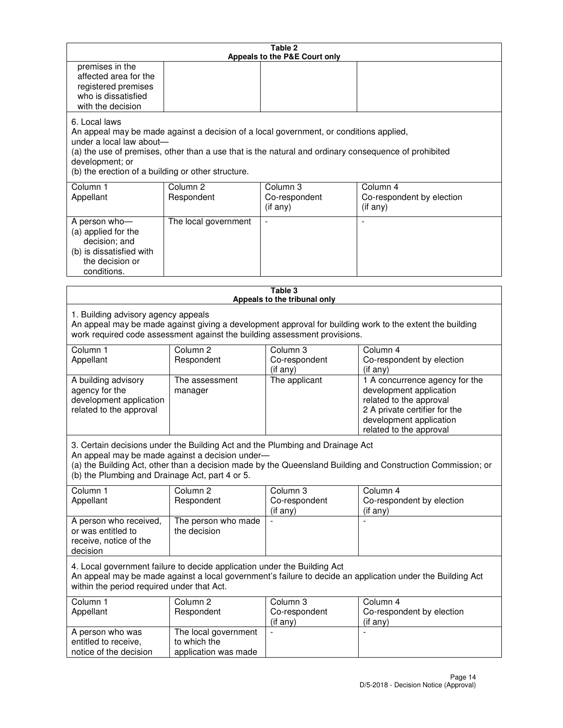**Table 2**
**Appeals to the P&E Court only**

| | | | |
|---|---|---|---|
| premises in the affected area for the registered premises who is dissatisfied with the decision | | | |

6. Local laws
An appeal may be made against a decision of a local government, or conditions applied, under a local law about—
(a) the use of premises, other than a use that is the natural and ordinary consequence of prohibited development; or
(b) the erection of a building or other structure.

| Column 1<br>Appellant | Column 2<br>Respondent | Column 3<br>Co-respondent<br>(if any) | Column 4<br>Co-respondent by election<br>(if any) |
|---|---|---|---|
| A person who—<br>(a) applied for the decision; and<br>(b) is dissatisfied with the decision or conditions. | The local government | - | - |

**Table 3**
**Appeals to the tribunal only**

1. Building advisory agency appeals
An appeal may be made against giving a development approval for building work to the extent the building work required code assessment against the building assessment provisions.

| Column 1<br>Appellant | Column 2<br>Respondent | Column 3<br>Co-respondent<br>(if any) | Column 4<br>Co-respondent by election<br>(if any) |
|---|---|---|---|
| A building advisory agency for the development application related to the approval | The assessment manager | The applicant | 1 A concurrence agency for the development application related to the approval<br>2 A private certifier for the development application related to the approval |

3. Certain decisions under the Building Act and the Plumbing and Drainage Act
An appeal may be made against a decision under—
(a) the Building Act, other than a decision made by the Queensland Building and Construction Commission; or
(b) the Plumbing and Drainage Act, part 4 or 5.

| Column 1<br>Appellant | Column 2<br>Respondent | Column 3<br>Co-respondent<br>(if any) | Column 4<br>Co-respondent by election<br>(if any) |
|---|---|---|---|
| A person who received, or was entitled to receive, notice of the decision | The person who made the decision | - | - |

4. Local government failure to decide application under the Building Act
An appeal may be made against a local government's failure to decide an application under the Building Act within the period required under that Act.

| Column 1<br>Appellant | Column 2<br>Respondent | Column 3<br>Co-respondent<br>(if any) | Column 4<br>Co-respondent by election<br>(if any) |
|---|---|---|---|
| A person who was entitled to receive, notice of the decision | The local government to which the application was made | - | - |